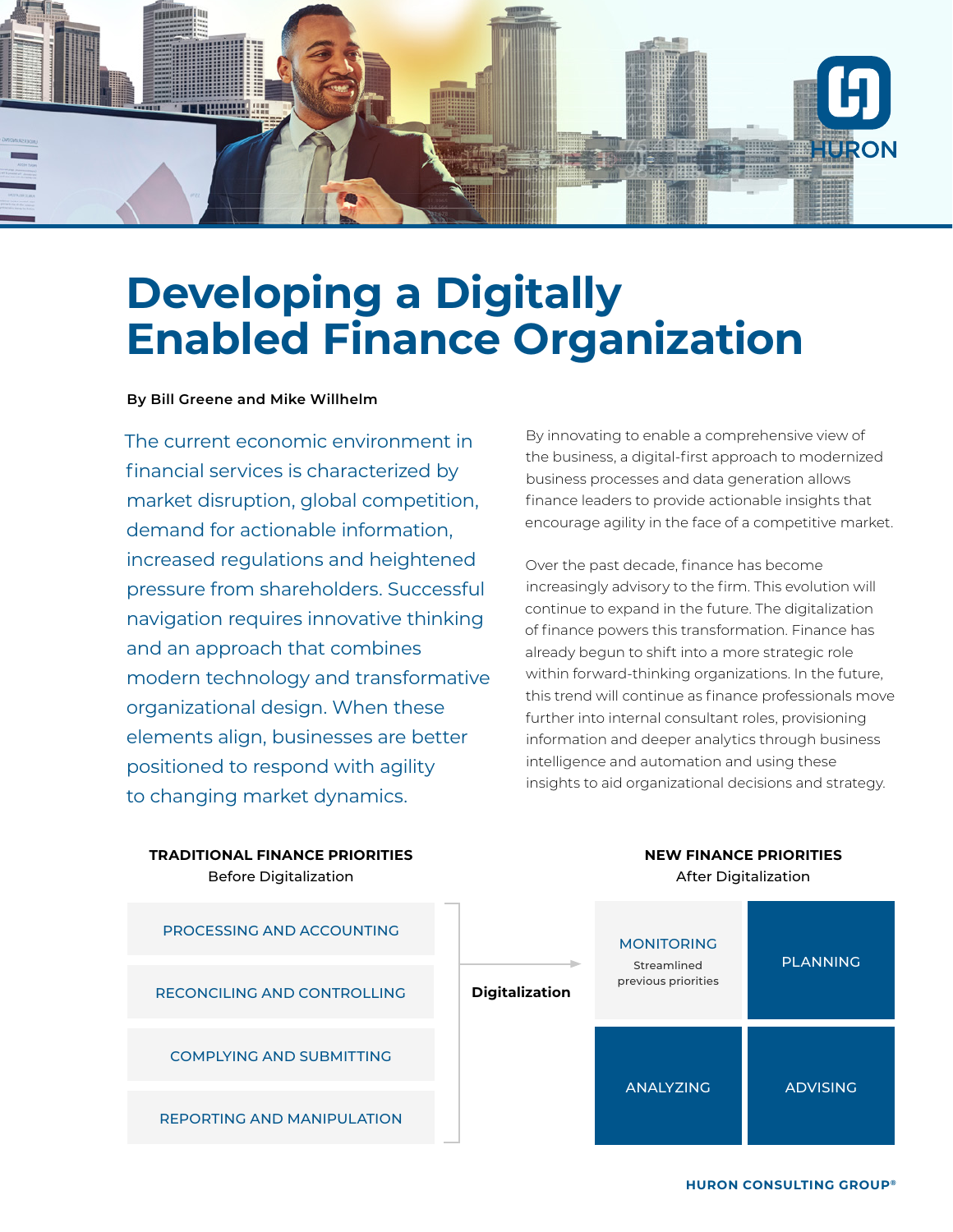# Developing a Digitally Enabled Finance Organization

**By Bill Greene and Mike Willhelm**

The current economic environment in financial services is characterized by market disruption, global competition, demand for actionable information, increased regulations and heightened pressure from shareholders. Successful navigation requires innovative thinking and an approach that combines modern technology and transformative organizational design. When these elements align, businesses are better positioned to respond with agility to changing market dynamics.

By innovating to enable a comprehensive view of the business, a digital-first approach to modernized business processes and data generation allows finance leaders to provide actionable insights that encourage agility in the face of a competitive market.

Over the past decade, finance has become increasingly advisory to the firm. This evolution will continue to expand in the future. The digitalization of finance powers this transformation. Finance has already begun to shift into a more strategic role within forward-thinking organizations. In the future, this trend will continue as finance professionals move further into internal consultant roles, provisioning information and deeper analytics through business intelligence and automation and using these insights to aid organizational decisions and strategy.

**TRADITIONAL FINANCE PRIORITIES**
Before Digitalization

- PROCESSING AND ACCOUNTING
- RECONCILING AND CONTROLLING
- COMPLYING AND SUBMITTING
- REPORTING AND MANIPULATION

**Digitalization** →

**NEW FINANCE PRIORITIES**
After Digitalization

- MONITORING (Streamlined previous priorities)
- PLANNING
- ANALYZING
- ADVISING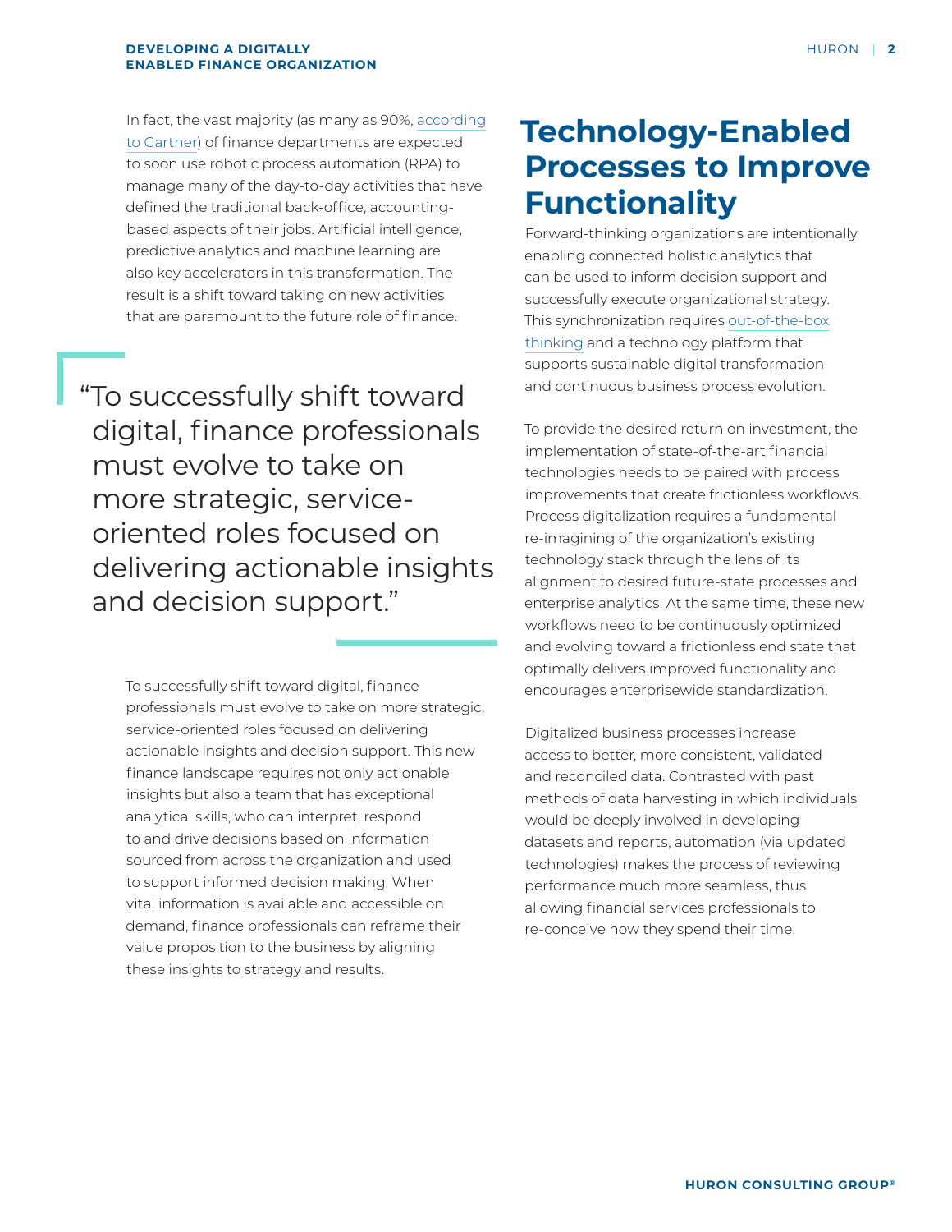In fact, the vast majority (as many as 90%, according to Gartner) of finance departments are expected to soon use robotic process automation (RPA) to manage many of the day-to-day activities that have defined the traditional back-office, accounting-based aspects of their jobs. Artificial intelligence, predictive analytics and machine learning are also key accelerators in this transformation. The result is a shift toward taking on new activities that are paramount to the future role of finance.

> "To successfully shift toward digital, finance professionals must evolve to take on more strategic, service-oriented roles focused on delivering actionable insights and decision support."

To successfully shift toward digital, finance professionals must evolve to take on more strategic, service-oriented roles focused on delivering actionable insights and decision support. This new finance landscape requires not only actionable insights but also a team that has exceptional analytical skills, who can interpret, respond to and drive decisions based on information sourced from across the organization and used to support informed decision making. When vital information is available and accessible on demand, finance professionals can reframe their value proposition to the business by aligning these insights to strategy and results.

## Technology-Enabled Processes to Improve Functionality

Forward-thinking organizations are intentionally enabling connected holistic analytics that can be used to inform decision support and successfully execute organizational strategy. This synchronization requires out-of-the-box thinking and a technology platform that supports sustainable digital transformation and continuous business process evolution.

To provide the desired return on investment, the implementation of state-of-the-art financial technologies needs to be paired with process improvements that create frictionless workflows. Process digitalization requires a fundamental re-imagining of the organization's existing technology stack through the lens of its alignment to desired future-state processes and enterprise analytics. At the same time, these new workflows need to be continuously optimized and evolving toward a frictionless end state that optimally delivers improved functionality and encourages enterprisewide standardization.

Digitalized business processes increase access to better, more consistent, validated and reconciled data. Contrasted with past methods of data harvesting in which individuals would be deeply involved in developing datasets and reports, automation (via updated technologies) makes the process of reviewing performance much more seamless, thus allowing financial services professionals to re-conceive how they spend their time.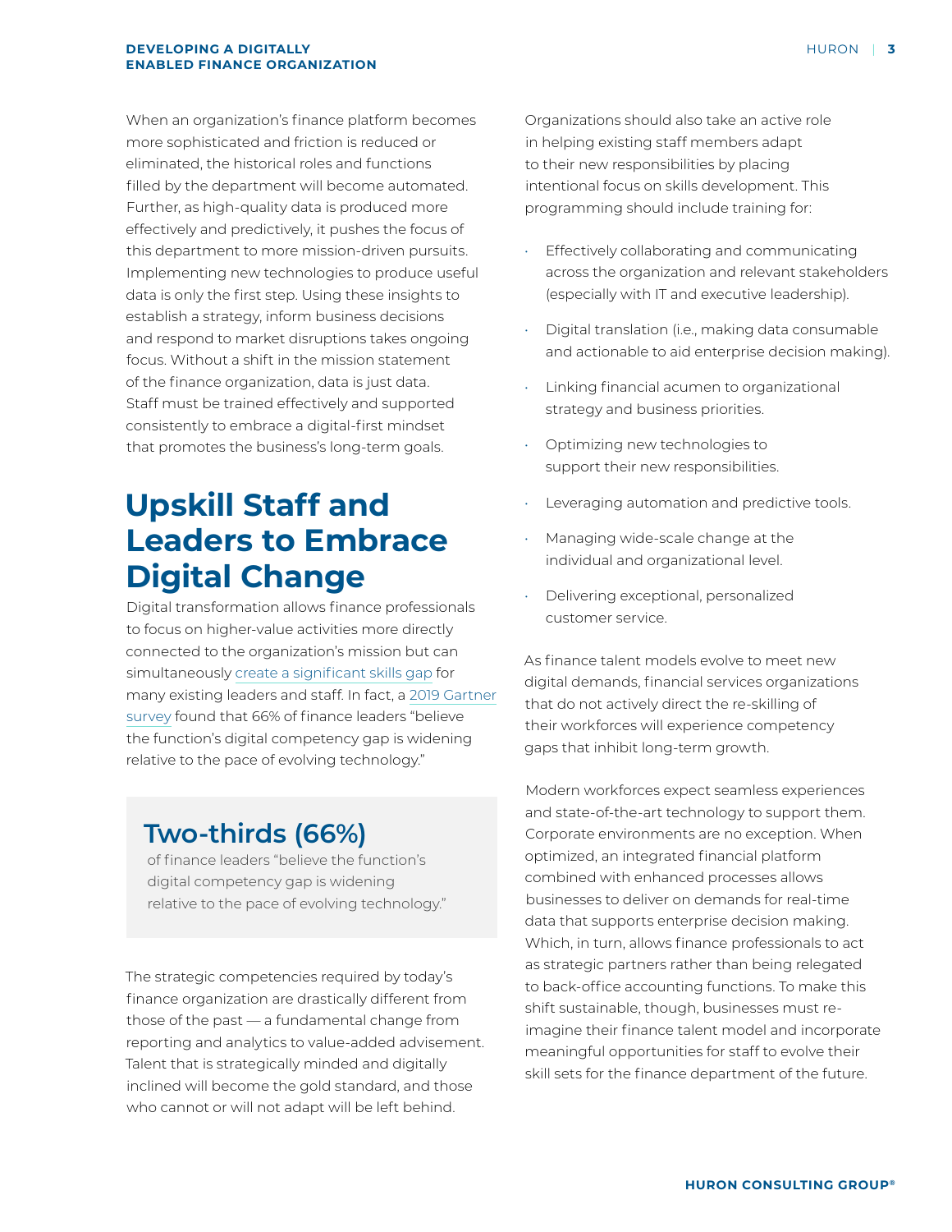When an organization's finance platform becomes more sophisticated and friction is reduced or eliminated, the historical roles and functions filled by the department will become automated. Further, as high-quality data is produced more effectively and predictively, it pushes the focus of this department to more mission-driven pursuits. Implementing new technologies to produce useful data is only the first step. Using these insights to establish a strategy, inform business decisions and respond to market disruptions takes ongoing focus. Without a shift in the mission statement of the finance organization, data is just data. Staff must be trained effectively and supported consistently to embrace a digital-first mindset that promotes the business's long-term goals.

## Upskill Staff and Leaders to Embrace Digital Change

Digital transformation allows finance professionals to focus on higher-value activities more directly connected to the organization's mission but can simultaneously create a significant skills gap for many existing leaders and staff. In fact, a 2019 Gartner survey found that 66% of finance leaders "believe the function's digital competency gap is widening relative to the pace of evolving technology."

> **Two-thirds (66%)**
> of finance leaders "believe the function's digital competency gap is widening relative to the pace of evolving technology."

The strategic competencies required by today's finance organization are drastically different from those of the past — a fundamental change from reporting and analytics to value-added advisement. Talent that is strategically minded and digitally inclined will become the gold standard, and those who cannot or will not adapt will be left behind.

Organizations should also take an active role in helping existing staff members adapt to their new responsibilities by placing intentional focus on skills development. This programming should include training for:

- Effectively collaborating and communicating across the organization and relevant stakeholders (especially with IT and executive leadership).
- Digital translation (i.e., making data consumable and actionable to aid enterprise decision making).
- Linking financial acumen to organizational strategy and business priorities.
- Optimizing new technologies to support their new responsibilities.
- Leveraging automation and predictive tools.
- Managing wide-scale change at the individual and organizational level.
- Delivering exceptional, personalized customer service.

As finance talent models evolve to meet new digital demands, financial services organizations that do not actively direct the re-skilling of their workforces will experience competency gaps that inhibit long-term growth.

Modern workforces expect seamless experiences and state-of-the-art technology to support them. Corporate environments are no exception. When optimized, an integrated financial platform combined with enhanced processes allows businesses to deliver on demands for real-time data that supports enterprise decision making. Which, in turn, allows finance professionals to act as strategic partners rather than being relegated to back-office accounting functions. To make this shift sustainable, though, businesses must re-imagine their finance talent model and incorporate meaningful opportunities for staff to evolve their skill sets for the finance department of the future.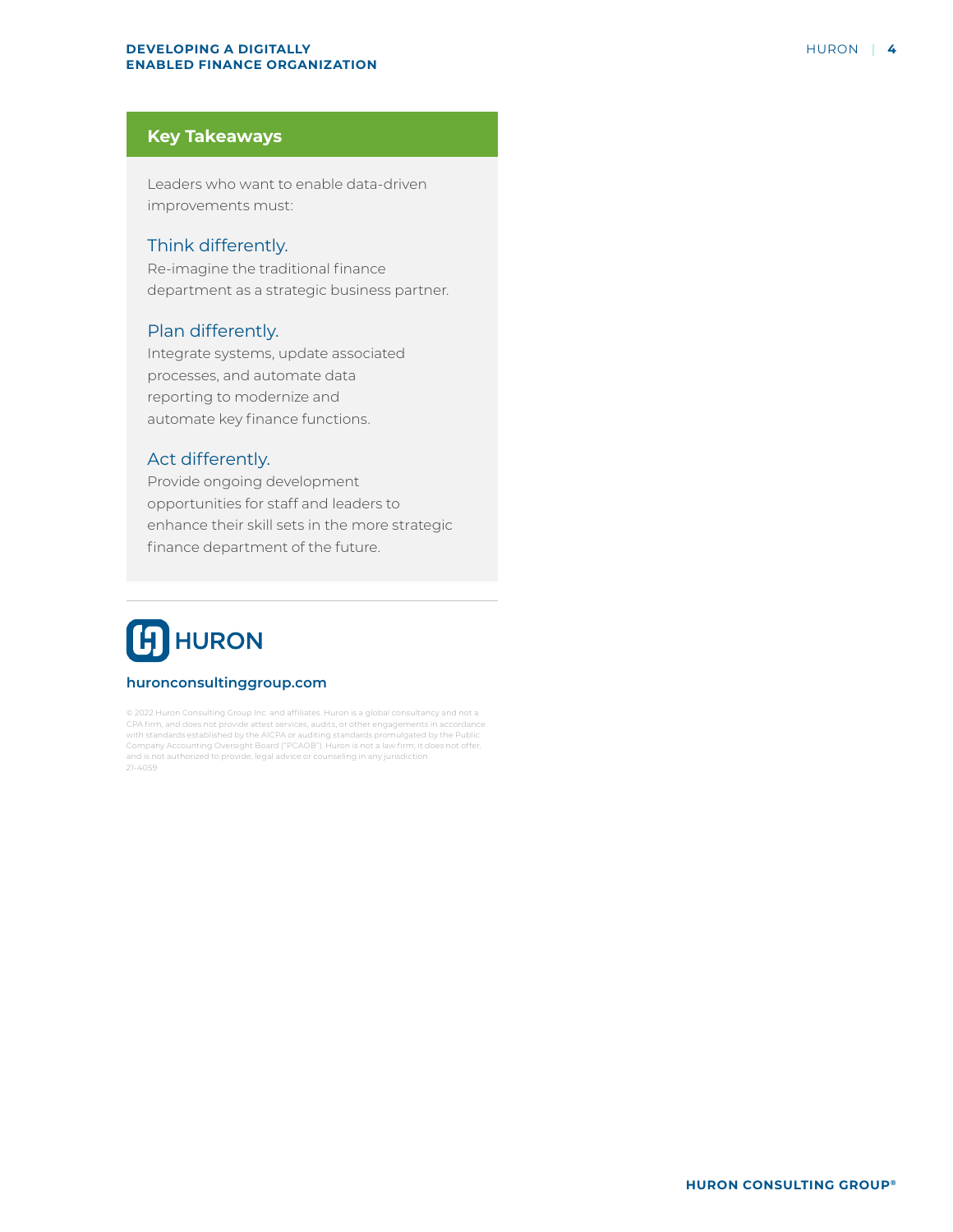## Key Takeaways

Leaders who want to enable data-driven improvements must:

### Think differently.

Re-imagine the traditional finance department as a strategic business partner.

### Plan differently.

Integrate systems, update associated processes, and automate data reporting to modernize and automate key finance functions.

### Act differently.

Provide ongoing development opportunities for staff and leaders to enhance their skill sets in the more strategic finance department of the future.

---

HURON

**huronconsultinggroup.com**

© 2022 Huron Consulting Group Inc. and affiliates. Huron is a global consultancy and not a CPA firm, and does not provide attest services, audits, or other engagements in accordance with standards established by the AICPA or auditing standards promulgated by the Public Company Accounting Oversight Board ("PCAOB"). Huron is not a law firm; it does not offer, and is not authorized to provide, legal advice or counseling in any jurisdiction.
21-4059